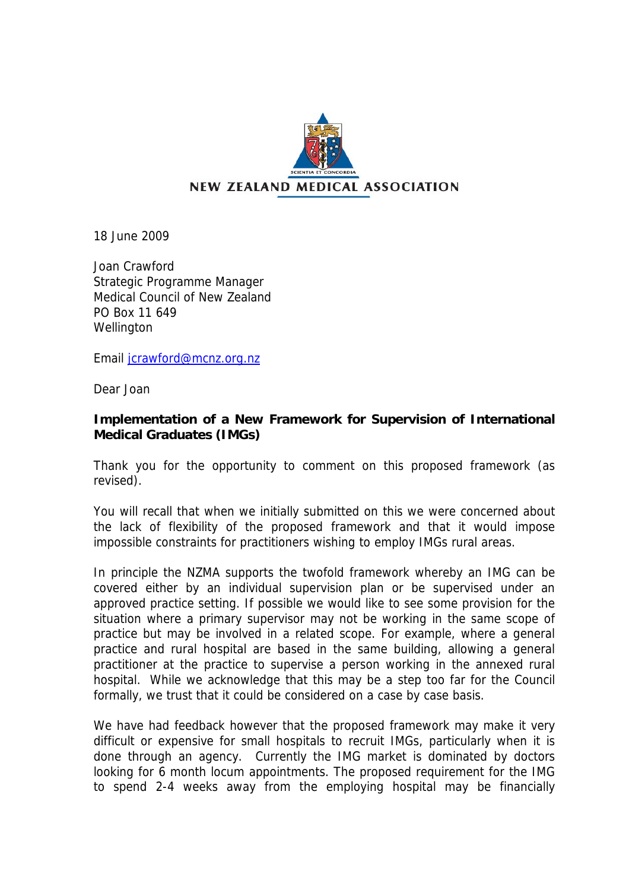NEW ZEALAND MEDICAL ASSOCIATION

18 June 2009

Joan Crawford
Strategic Programme Manager
Medical Council of New Zealand
PO Box 11 649
Wellington

Email jcrawford@mcnz.org.nz

Dear Joan

**Implementation of a New Framework for Supervision of International Medical Graduates (IMGs)**

Thank you for the opportunity to comment on this proposed framework (as revised).

You will recall that when we initially submitted on this we were concerned about the lack of flexibility of the proposed framework and that it would impose impossible constraints for practitioners wishing to employ IMGs rural areas.

In principle the NZMA supports the twofold framework whereby an IMG can be covered either by an individual supervision plan or be supervised under an approved practice setting. If possible we would like to see some provision for the situation where a primary supervisor may not be working in the same scope of practice but may be involved in a related scope. For example, where a general practice and rural hospital are based in the same building, allowing a general practitioner at the practice to supervise a person working in the annexed rural hospital. While we acknowledge that this may be a step too far for the Council formally, we trust that it could be considered on a case by case basis.

We have had feedback however that the proposed framework may make it very difficult or expensive for small hospitals to recruit IMGs, particularly when it is done through an agency. Currently the IMG market is dominated by doctors looking for 6 month locum appointments. The proposed requirement for the IMG to spend 2-4 weeks away from the employing hospital may be financially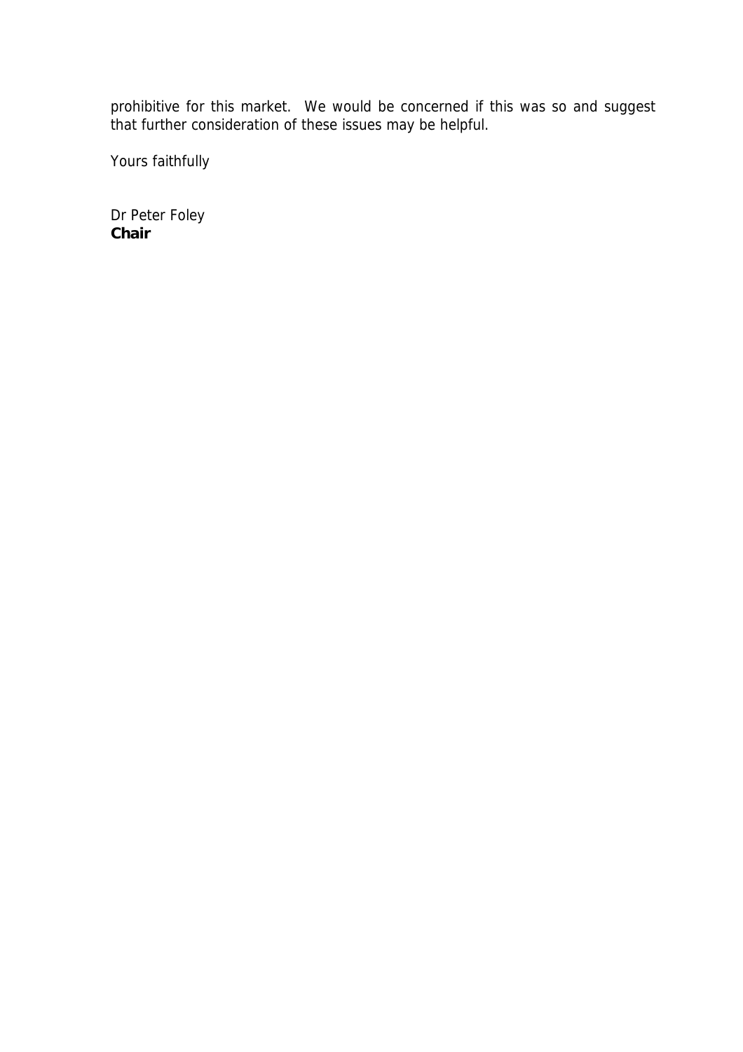prohibitive for this market. We would be concerned if this was so and suggest that further consideration of these issues may be helpful.

Yours faithfully

Dr Peter Foley
**Chair**